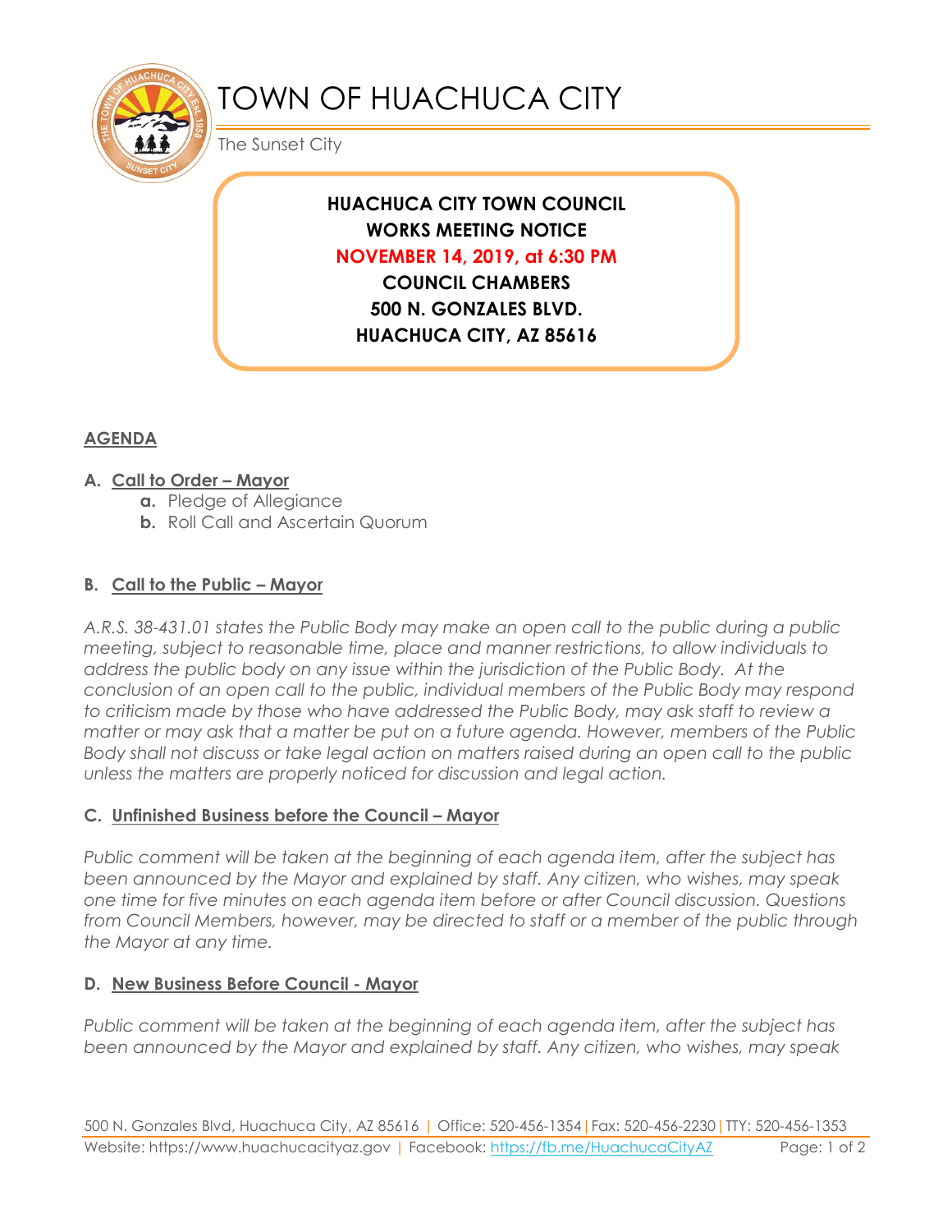# TOWN OF HUACHUCA CITY

The Sunset City

**HUACHUCA CITY TOWN COUNCIL**
**WORKS MEETING NOTICE**
**NOVEMBER 14, 2019, at 6:30 PM**
**COUNCIL CHAMBERS**
**500 N. GONZALES BLVD.**
**HUACHUCA CITY, AZ 85616**

## AGENDA

**A. Call to Order – Mayor**

- **a.** Pledge of Allegiance
- **b.** Roll Call and Ascertain Quorum

**B. Call to the Public – Mayor**

*A.R.S. 38-431.01 states the Public Body may make an open call to the public during a public meeting, subject to reasonable time, place and manner restrictions, to allow individuals to address the public body on any issue within the jurisdiction of the Public Body. At the conclusion of an open call to the public, individual members of the Public Body may respond to criticism made by those who have addressed the Public Body, may ask staff to review a matter or may ask that a matter be put on a future agenda. However, members of the Public Body shall not discuss or take legal action on matters raised during an open call to the public unless the matters are properly noticed for discussion and legal action.*

**C. Unfinished Business before the Council – Mayor**

*Public comment will be taken at the beginning of each agenda item, after the subject has been announced by the Mayor and explained by staff. Any citizen, who wishes, may speak one time for five minutes on each agenda item before or after Council discussion. Questions from Council Members, however, may be directed to staff or a member of the public through the Mayor at any time.*

**D. New Business Before Council - Mayor**

*Public comment will be taken at the beginning of each agenda item, after the subject has been announced by the Mayor and explained by staff. Any citizen, who wishes, may speak*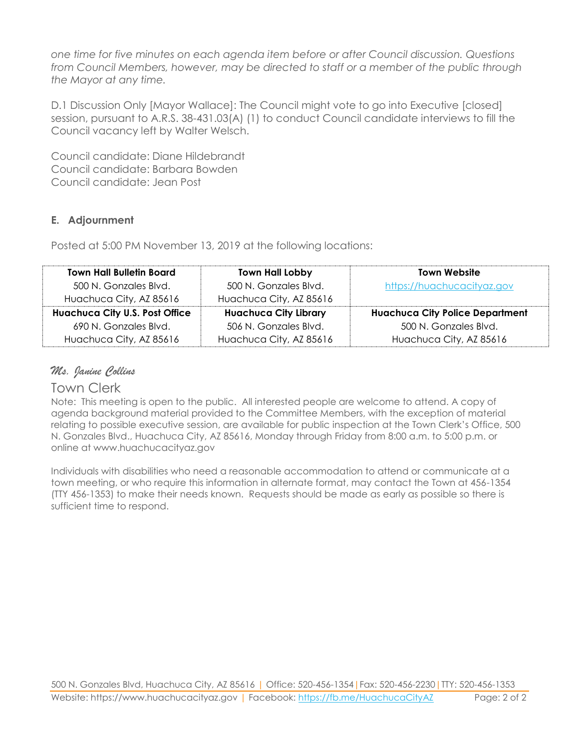*one time for five minutes on each agenda item before or after Council discussion. Questions from Council Members, however, may be directed to staff or a member of the public through the Mayor at any time.*

D.1 Discussion Only [Mayor Wallace]: The Council might vote to go into Executive [closed] session, pursuant to A.R.S. 38-431.03(A) (1) to conduct Council candidate interviews to fill the Council vacancy left by Walter Welsch.

Council candidate: Diane Hildebrandt
Council candidate: Barbara Bowden
Council candidate: Jean Post

## E. Adjournment

Posted at 5:00 PM November 13, 2019 at the following locations:

| | | |
|---|---|---|
| **Town Hall Bulletin Board**<br>500 N. Gonzales Blvd.<br>Huachuca City, AZ 85616 | **Town Hall Lobby**<br>500 N. Gonzales Blvd.<br>Huachuca City, AZ 85616 | **Town Website**<br>https://huachucacityaz.gov |
| **Huachuca City U.S. Post Office**<br>690 N. Gonzales Blvd.<br>Huachuca City, AZ 85616 | **Huachuca City Library**<br>506 N. Gonzales Blvd.<br>Huachuca City, AZ 85616 | **Huachuca City Police Department**<br>500 N. Gonzales Blvd.<br>Huachuca City, AZ 85616 |

*Ms. Janine Collins*

Town Clerk

Note: This meeting is open to the public. All interested people are welcome to attend. A copy of agenda background material provided to the Committee Members, with the exception of material relating to possible executive session, are available for public inspection at the Town Clerk's Office, 500 N. Gonzales Blvd., Huachuca City, AZ 85616, Monday through Friday from 8:00 a.m. to 5:00 p.m. or online at www.huachucacityaz.gov

Individuals with disabilities who need a reasonable accommodation to attend or communicate at a town meeting, or who require this information in alternate format, may contact the Town at 456-1354 (TTY 456-1353) to make their needs known. Requests should be made as early as possible so there is sufficient time to respond.